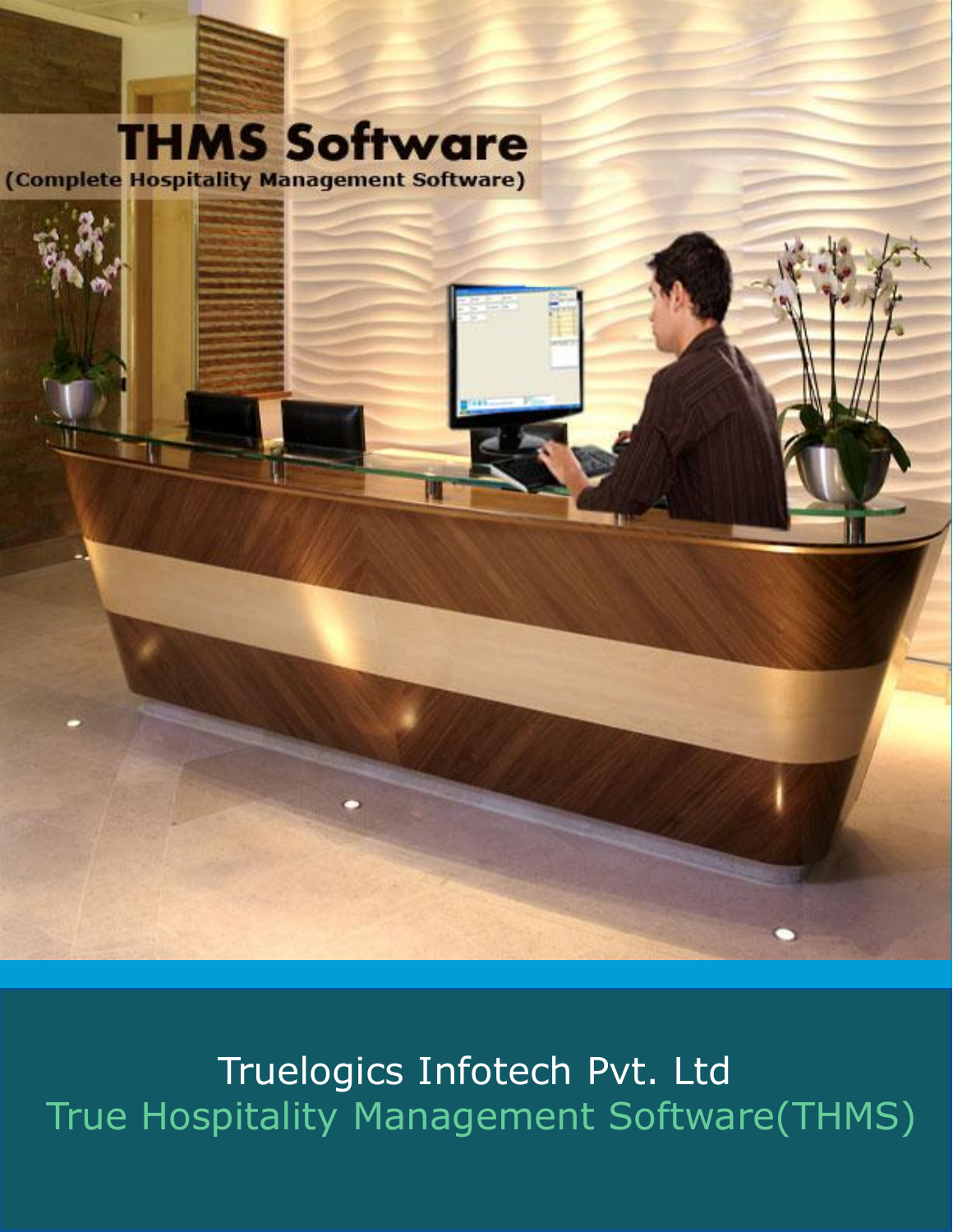# THMS Software

(Complete Hospitality Management Software)

Truelogics Infotech Pvt. Ltd

True Hospitality Management Software(THMS)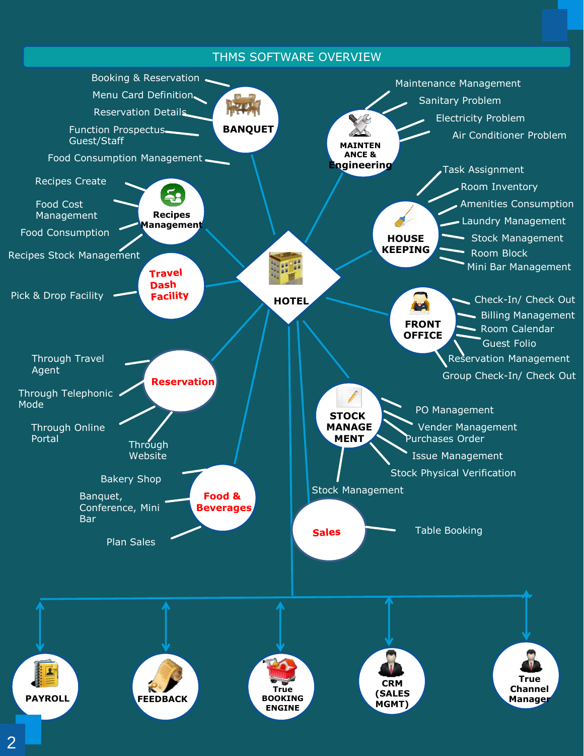# THMS SOFTWARE OVERVIEW

## HOTEL

### BANQUET
- Booking & Reservation
- Menu Card Definition
- Reservation Details
- Function Prospectus Guest/Staff
- Food Consumption Management

### MAINTENANCE & Engineering
- Maintenance Management
- Sanitary Problem
- Electricity Problem
- Air Conditioner Problem

### Recipes Management
- Recipes Create
- Food Cost Management
- Food Consumption
- Recipes Stock Management

### HOUSE KEEPING
- Task Assignment
- Room Inventory
- Amenities Consumption
- Laundry Management
- Stock Management
- Room Block
- Mini Bar Management

### Travel Dash Facility
- Pick & Drop Facility

### FRONT OFFICE
- Check-In/ Check Out
- Billing Management
- Room Calendar
- Guest Folio
- Reservation Management
- Group Check-In/ Check Out

### Reservation
- Through Travel Agent
- Through Telephonic Mode
- Through Online Portal
- Through Website

### STOCK MANAGEMENT
- PO Management
- Vender Management
- Purchases Order
- Issue Management
- Stock Physical Verification
- Stock Management

### Food & Beverages
- Bakery Shop
- Banquet, Conference, Mini Bar
- Plan Sales

### Sales
- Table Booking

---

- PAYROLL
- FEEDBACK
- True BOOKING ENGINE
- CRM (SALES MGMT)
- True Channel Manager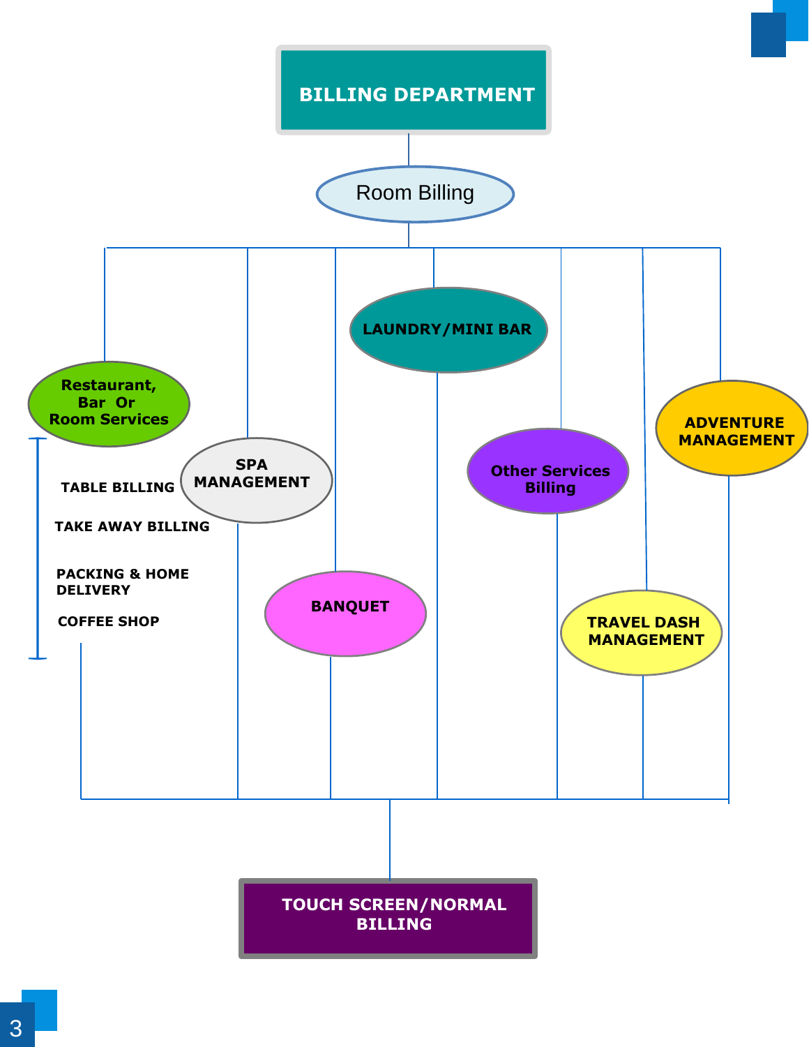# BILLING DEPARTMENT

**Room Billing**

- **Restaurant, Bar Or Room Services**
  - TABLE BILLING
  - TAKE AWAY BILLING
  - PACKING & HOME DELIVERY
  - COFFEE SHOP
- **SPA MANAGEMENT**
- **BANQUET**
- **LAUNDRY/MINI BAR**
- **Other Services Billing**
- **TRAVEL DASH MANAGEMENT**
- **ADVENTURE MANAGEMENT**

**TOUCH SCREEN/NORMAL BILLING**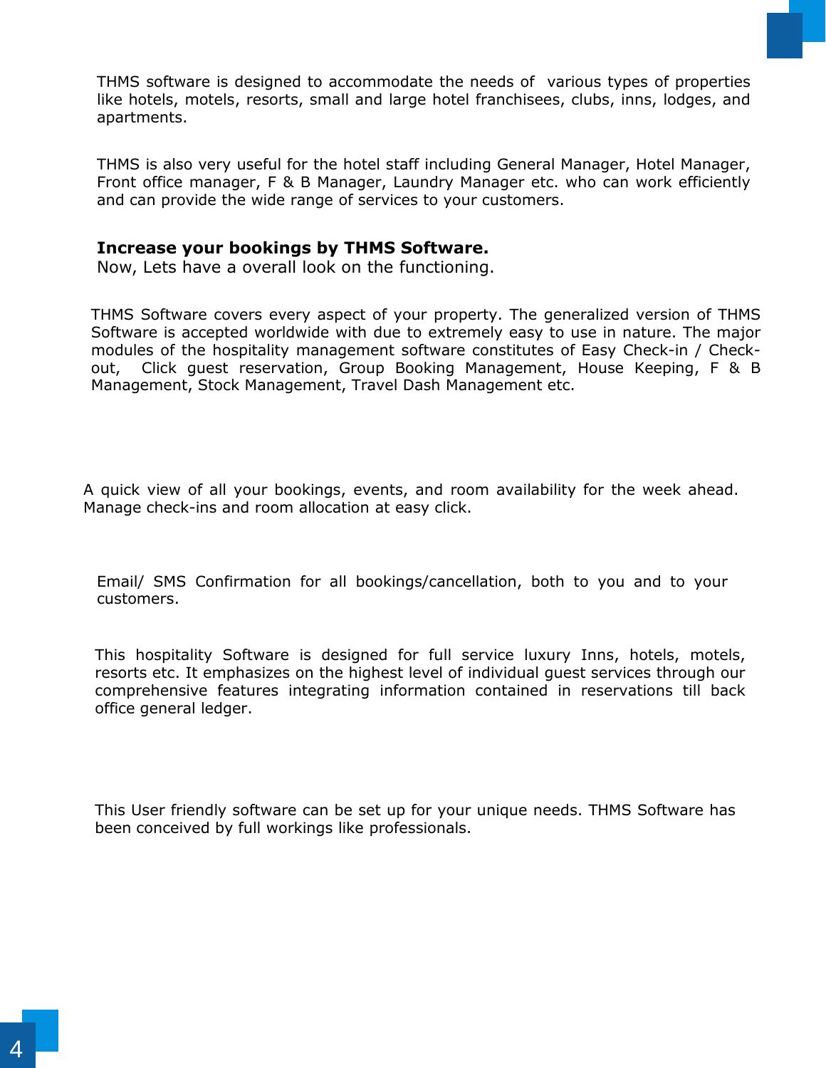THMS software is designed to accommodate the needs of various types of properties like hotels, motels, resorts, small and large hotel franchisees, clubs, inns, lodges, and apartments.

THMS is also very useful for the hotel staff including General Manager, Hotel Manager, Front office manager, F & B Manager, Laundry Manager etc. who can work efficiently and can provide the wide range of services to your customers.

**Increase your bookings by THMS Software.**
Now, Lets have a overall look on the functioning.

THMS Software covers every aspect of your property. The generalized version of THMS Software is accepted worldwide with due to extremely easy to use in nature. The major modules of the hospitality management software constitutes of Easy Check-in / Check-out, Click guest reservation, Group Booking Management, House Keeping, F & B Management, Stock Management, Travel Dash Management etc.

A quick view of all your bookings, events, and room availability for the week ahead. Manage check-ins and room allocation at easy click.

Email/ SMS Confirmation for all bookings/cancellation, both to you and to your customers.

This hospitality Software is designed for full service luxury Inns, hotels, motels, resorts etc. It emphasizes on the highest level of individual guest services through our comprehensive features integrating information contained in reservations till back office general ledger.

This User friendly software can be set up for your unique needs. THMS Software has been conceived by full workings like professionals.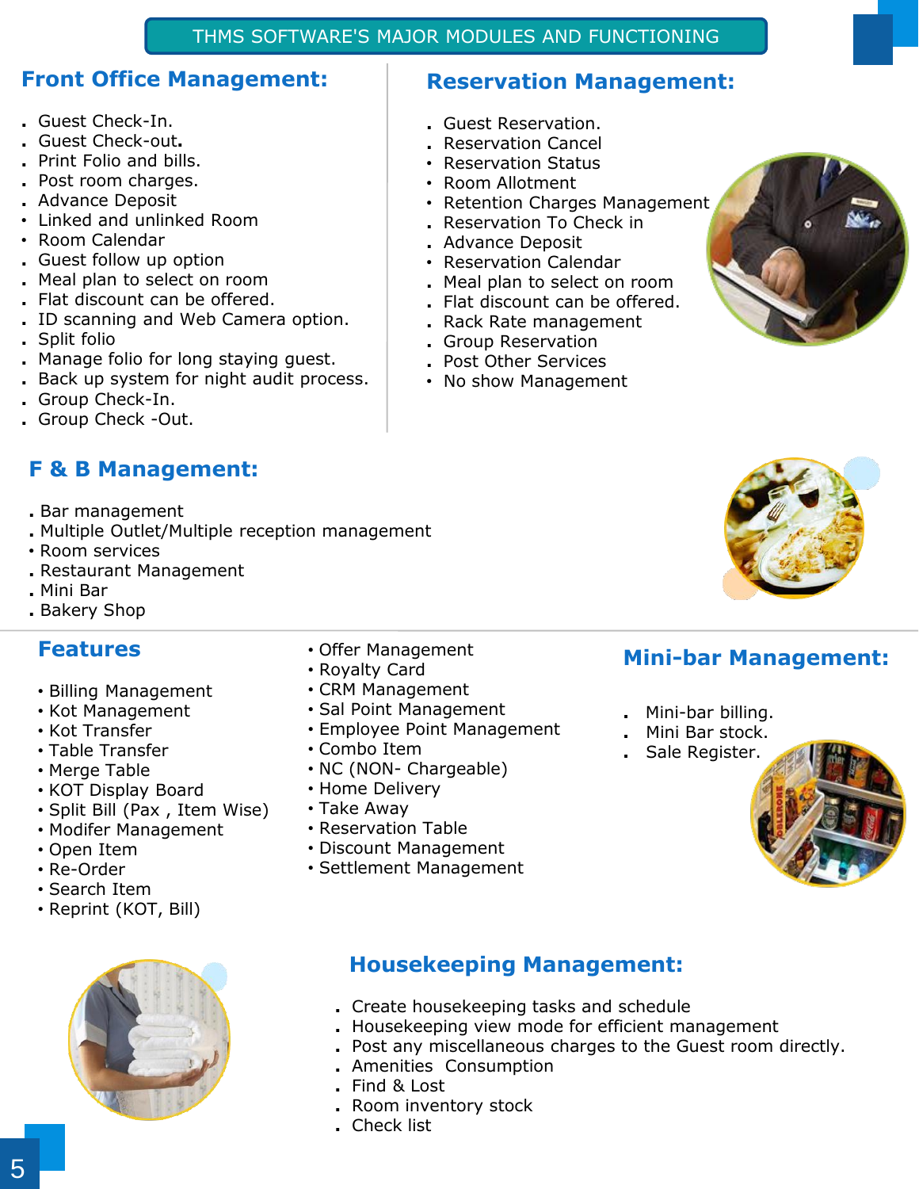# THMS SOFTWARE'S MAJOR MODULES AND FUNCTIONING

## Front Office Management:

- Guest Check-In.
- Guest Check-out.
- Print Folio and bills.
- Post room charges.
- Advance Deposit
- Linked and unlinked Room
- Room Calendar
- Guest follow up option
- Meal plan to select on room
- Flat discount can be offered.
- ID scanning and Web Camera option.
- Split folio
- Manage folio for long staying guest.
- Back up system for night audit process.
- Group Check-In.
- Group Check -Out.

## Reservation Management:

- Guest Reservation.
- Reservation Cancel
- Reservation Status
- Room Allotment
- Retention Charges Management
- Reservation To Check in
- Advance Deposit
- Reservation Calendar
- Meal plan to select on room
- Flat discount can be offered.
- Rack Rate management
- Group Reservation
- Post Other Services
- No show Management

## F & B Management:

- Bar management
- Multiple Outlet/Multiple reception management
- Room services
- Restaurant Management
- Mini Bar
- Bakery Shop

## Features

- Billing Management
- Kot Management
- Kot Transfer
- Table Transfer
- Merge Table
- KOT Display Board
- Split Bill (Pax , Item Wise)
- Modifer Management
- Open Item
- Re-Order
- Search Item
- Reprint (KOT, Bill)
- Offer Management
- Royalty Card
- CRM Management
- Sal Point Management
- Employee Point Management
- Combo Item
- NC (NON- Chargeable)
- Home Delivery
- Take Away
- Reservation Table
- Discount Management
- Settlement Management

## Mini-bar Management:

- Mini-bar billing.
- Mini Bar stock.
- Sale Register.

## Housekeeping Management:

- Create housekeeping tasks and schedule
- Housekeeping view mode for efficient management
- Post any miscellaneous charges to the Guest room directly.
- Amenities Consumption
- Find & Lost
- Room inventory stock
- Check list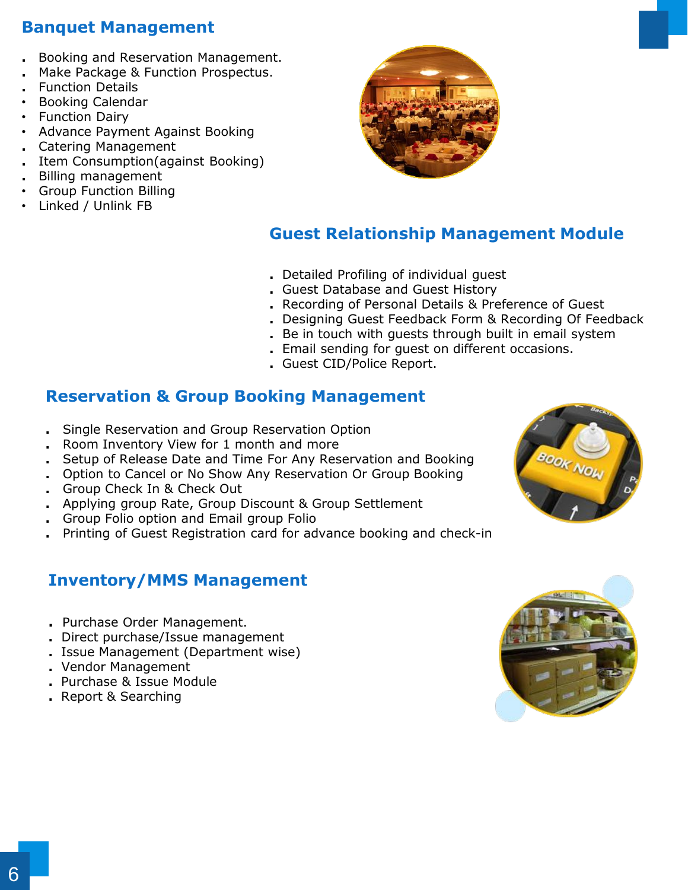## Banquet Management

- Booking and Reservation Management.
- Make Package & Function Prospectus.
- Function Details
- Booking Calendar
- Function Dairy
- Advance Payment Against Booking
- Catering Management
- Item Consumption(against Booking)
- Billing management
- Group Function Billing
- Linked / Unlink FB

## Guest Relationship Management Module

- Detailed Profiling of individual guest
- Guest Database and Guest History
- Recording of Personal Details & Preference of Guest
- Designing Guest Feedback Form & Recording Of Feedback
- Be in touch with guests through built in email system
- Email sending for guest on different occasions.
- Guest CID/Police Report.

## Reservation & Group Booking Management

- Single Reservation and Group Reservation Option
- Room Inventory View for 1 month and more
- Setup of Release Date and Time For Any Reservation and Booking
- Option to Cancel or No Show Any Reservation Or Group Booking
- Group Check In & Check Out
- Applying group Rate, Group Discount & Group Settlement
- Group Folio option and Email group Folio
- Printing of Guest Registration card for advance booking and check-in

## Inventory/MMS Management

- Purchase Order Management.
- Direct purchase/Issue management
- Issue Management (Department wise)
- Vendor Management
- Purchase & Issue Module
- Report & Searching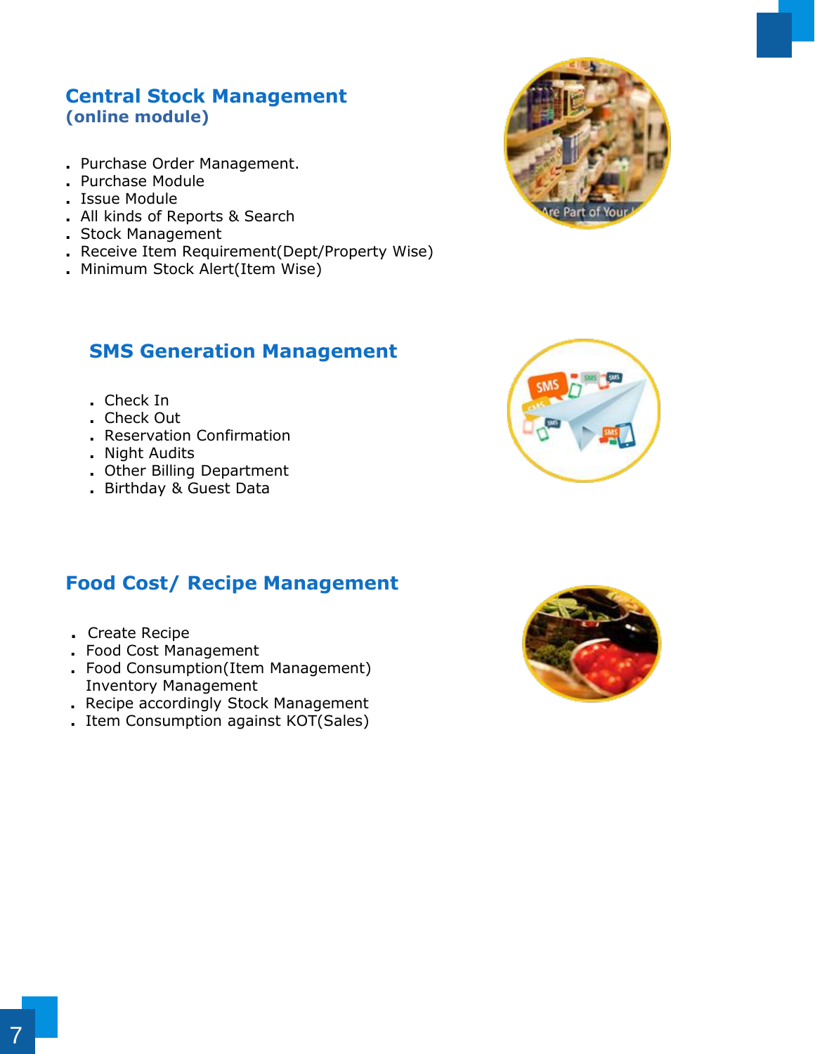## Central Stock Management
### (online module)

- Purchase Order Management.
- Purchase Module
- Issue Module
- All kinds of Reports & Search
- Stock Management
- Receive Item Requirement(Dept/Property Wise)
- Minimum Stock Alert(Item Wise)

## SMS Generation Management

- Check In
- Check Out
- Reservation Confirmation
- Night Audits
- Other Billing Department
- Birthday & Guest Data

## Food Cost/ Recipe Management

- Create Recipe
- Food Cost Management
- Food Consumption(Item Management) Inventory Management
- Recipe accordingly Stock Management
- Item Consumption against KOT(Sales)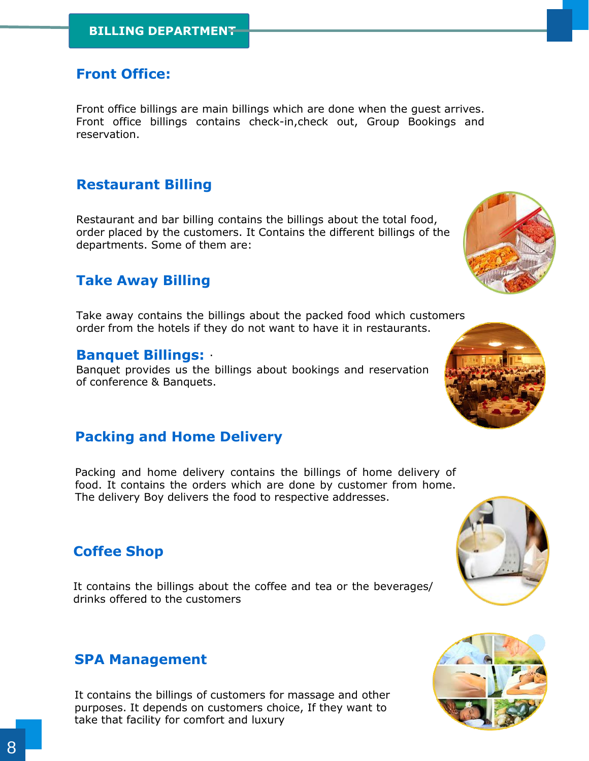## BILLING DEPARTMENT

### Front Office:

Front office billings are main billings which are done when the guest arrives. Front office billings contains check-in,check out, Group Bookings and reservation.

### Restaurant Billing

Restaurant and bar billing contains the billings about the total food, order placed by the customers. It Contains the different billings of the departments. Some of them are:

### Take Away Billing

Take away contains the billings about the packed food which customers order from the hotels if they do not want to have it in restaurants.

### Banquet Billings:

Banquet provides us the billings about bookings and reservation of conference & Banquets.

### Packing and Home Delivery

Packing and home delivery contains the billings of home delivery of food. It contains the orders which are done by customer from home. The delivery Boy delivers the food to respective addresses.

### Coffee Shop

It contains the billings about the coffee and tea or the beverages/ drinks offered to the customers

### SPA Management

It contains the billings of customers for massage and other purposes. It depends on customers choice, If they want to take that facility for comfort and luxury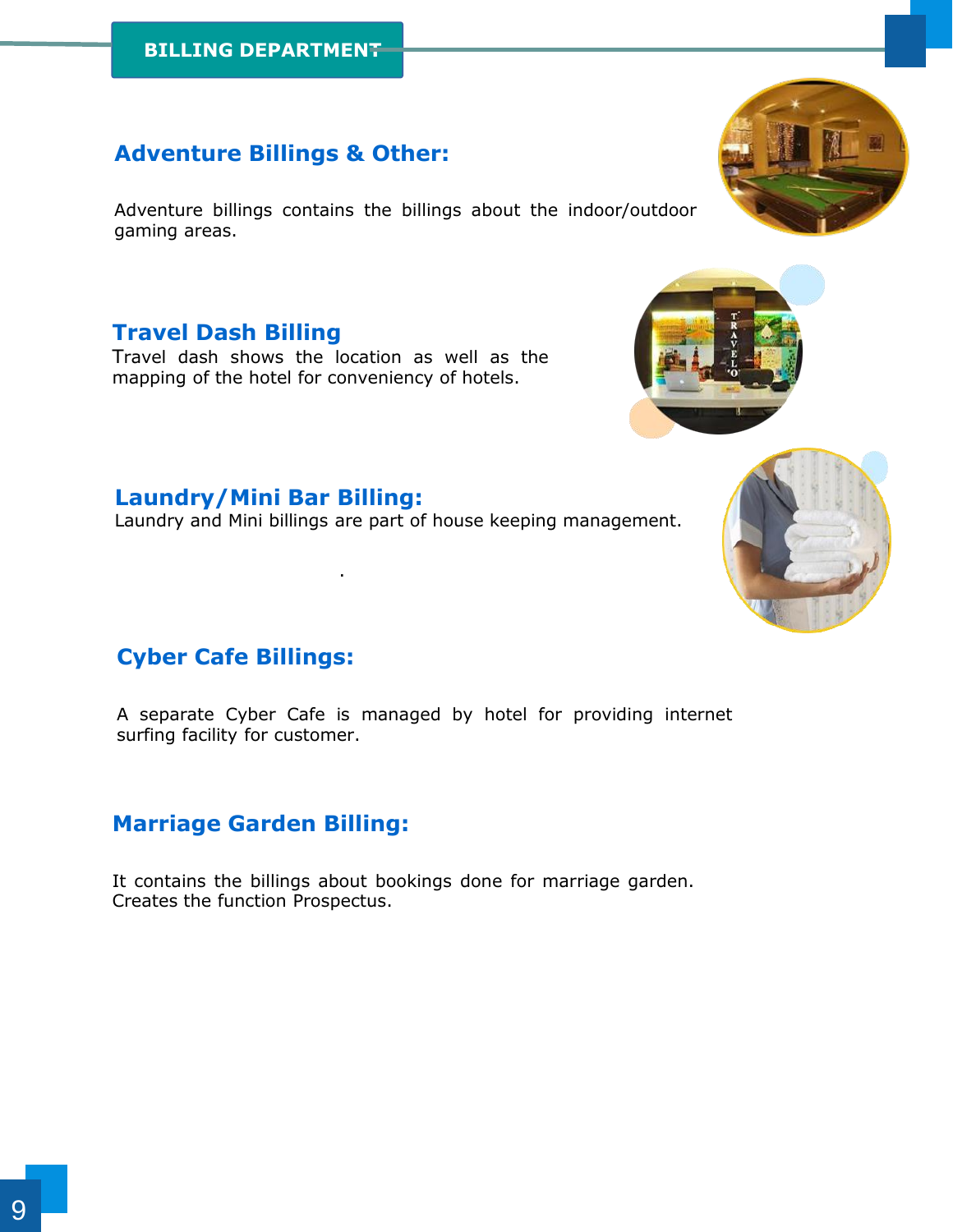# BILLING DEPARTMENT

## Adventure Billings & Other:

Adventure billings contains the billings about the indoor/outdoor gaming areas.

## Travel Dash Billing

Travel dash shows the location as well as the mapping of the hotel for conveniency of hotels.

## Laundry/Mini Bar Billing:

Laundry and Mini billings are part of house keeping management.

## Cyber Cafe Billings:

A separate Cyber Cafe is managed by hotel for providing internet surfing facility for customer.

## Marriage Garden Billing:

It contains the billings about bookings done for marriage garden. Creates the function Prospectus.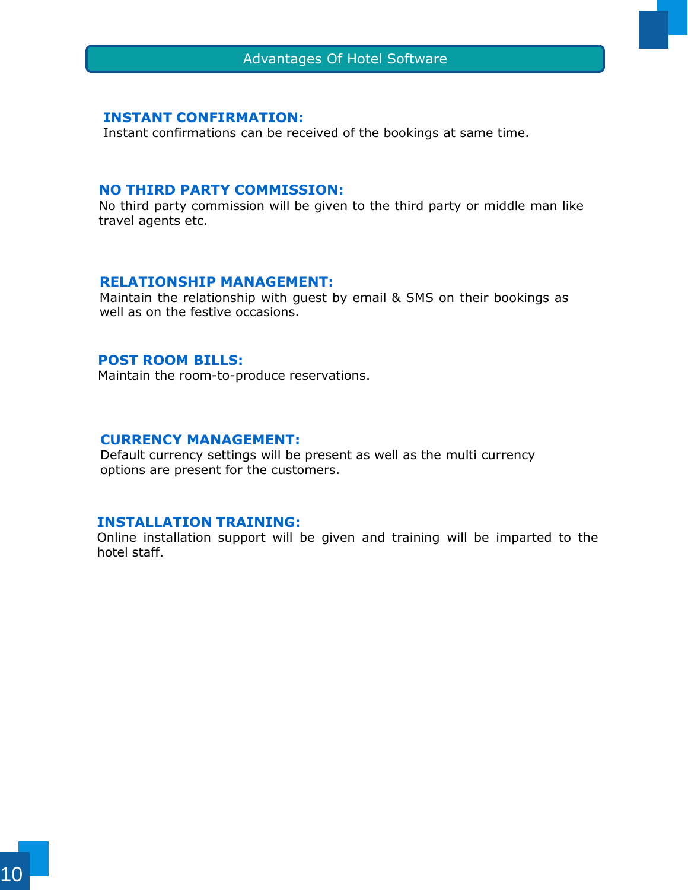## Advantages Of Hotel Software

**INSTANT CONFIRMATION:**
Instant confirmations can be received of the bookings at same time.

**NO THIRD PARTY COMMISSION:**
No third party commission will be given to the third party or middle man like travel agents etc.

**RELATIONSHIP MANAGEMENT:**
Maintain the relationship with guest by email & SMS on their bookings as well as on the festive occasions.

**POST ROOM BILLS:**
Maintain the room-to-produce reservations.

**CURRENCY MANAGEMENT:**
Default currency settings will be present as well as the multi currency options are present for the customers.

**INSTALLATION TRAINING:**
Online installation support will be given and training will be imparted to the hotel staff.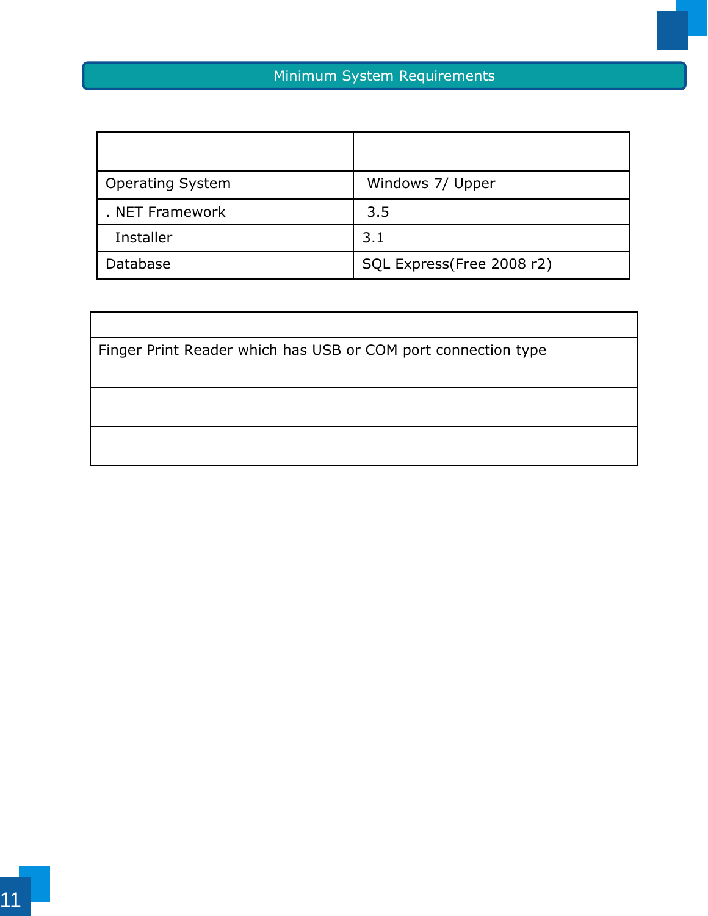## Minimum System Requirements

| | |
|---|---|
| Operating System | Windows 7/ Upper |
| . NET Framework | 3.5 |
| Installer | 3.1 |
| Database | SQL Express(Free 2008 r2) |

| |
|---|
| Finger Print Reader which has USB or COM port connection type |
| |
| |